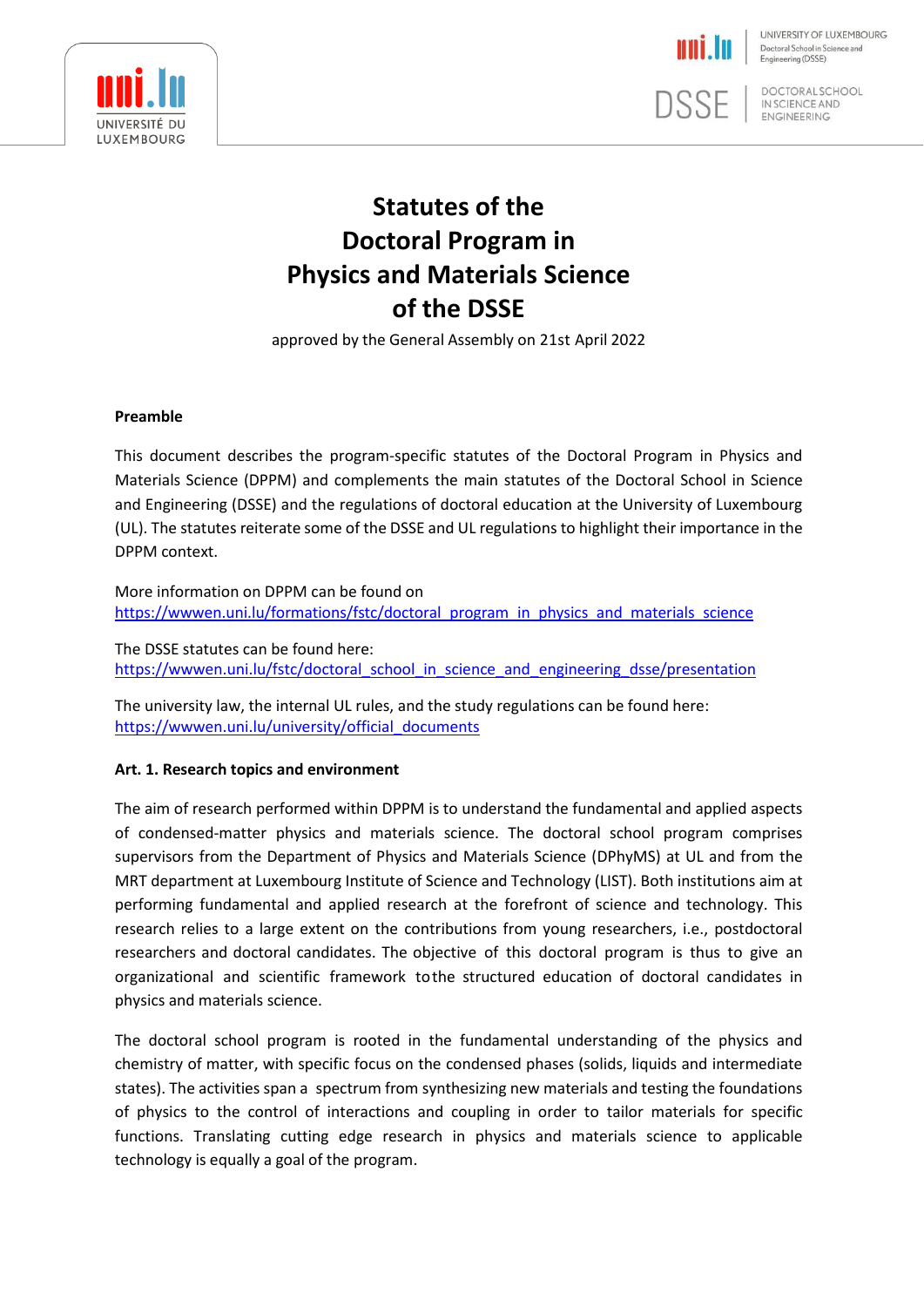# Statutes of the Doctoral Program in Physics and Materials Science of the DSSE

approved by the General Assembly on 21st April 2022

**Preamble**

This document describes the program-specific statutes of the Doctoral Program in Physics and Materials Science (DPPM) and complements the main statutes of the Doctoral School in Science and Engineering (DSSE) and the regulations of doctoral education at the University of Luxembourg (UL). The statutes reiterate some of the DSSE and UL regulations to highlight their importance in the DPPM context.

More information on DPPM can be found on
https://wwwen.uni.lu/formations/fstc/doctoral_program_in_physics_and_materials_science

The DSSE statutes can be found here:
https://wwwen.uni.lu/fstc/doctoral_school_in_science_and_engineering_dsse/presentation

The university law, the internal UL rules, and the study regulations can be found here:
https://wwwen.uni.lu/university/official_documents

**Art. 1. Research topics and environment**

The aim of research performed within DPPM is to understand the fundamental and applied aspects of condensed-matter physics and materials science. The doctoral school program comprises supervisors from the Department of Physics and Materials Science (DPhyMS) at UL and from the MRT department at Luxembourg Institute of Science and Technology (LIST). Both institutions aim at performing fundamental and applied research at the forefront of science and technology. This research relies to a large extent on the contributions from young researchers, i.e., postdoctoral researchers and doctoral candidates. The objective of this doctoral program is thus to give an organizational and scientific framework tothe structured education of doctoral candidates in physics and materials science.

The doctoral school program is rooted in the fundamental understanding of the physics and chemistry of matter, with specific focus on the condensed phases (solids, liquids and intermediate states). The activities span a spectrum from synthesizing new materials and testing the foundations of physics to the control of interactions and coupling in order to tailor materials for specific functions. Translating cutting edge research in physics and materials science to applicable technology is equally a goal of the program.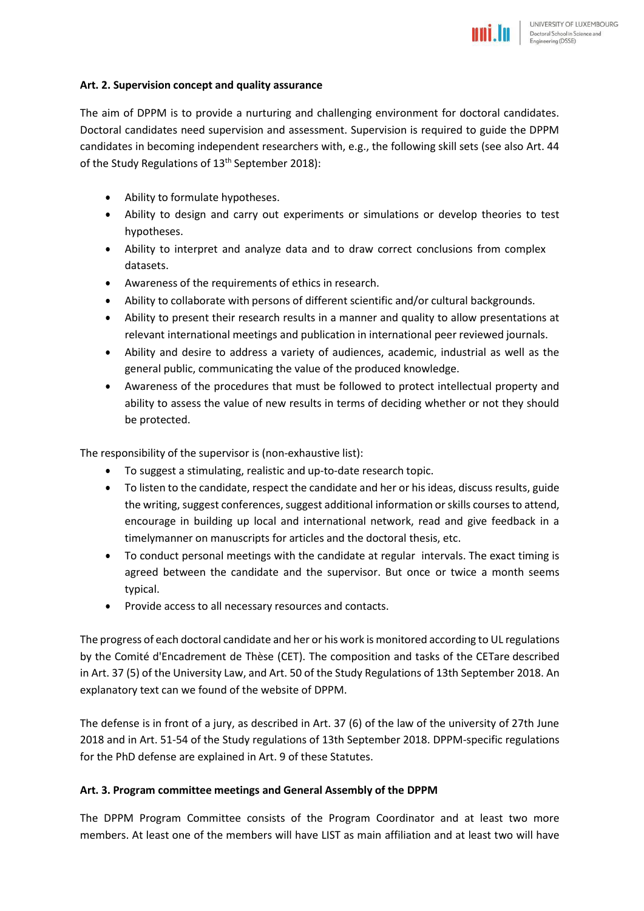### Art. 2. Supervision concept and quality assurance

The aim of DPPM is to provide a nurturing and challenging environment for doctoral candidates. Doctoral candidates need supervision and assessment. Supervision is required to guide the DPPM candidates in becoming independent researchers with, e.g., the following skill sets (see also Art. 44 of the Study Regulations of 13th September 2018):

- Ability to formulate hypotheses.
- Ability to design and carry out experiments or simulations or develop theories to test hypotheses.
- Ability to interpret and analyze data and to draw correct conclusions from complex datasets.
- Awareness of the requirements of ethics in research.
- Ability to collaborate with persons of different scientific and/or cultural backgrounds.
- Ability to present their research results in a manner and quality to allow presentations at relevant international meetings and publication in international peer reviewed journals.
- Ability and desire to address a variety of audiences, academic, industrial as well as the general public, communicating the value of the produced knowledge.
- Awareness of the procedures that must be followed to protect intellectual property and ability to assess the value of new results in terms of deciding whether or not they should be protected.

The responsibility of the supervisor is (non-exhaustive list):

- To suggest a stimulating, realistic and up-to-date research topic.
- To listen to the candidate, respect the candidate and her or his ideas, discuss results, guide the writing, suggest conferences, suggest additional information or skills courses to attend, encourage in building up local and international network, read and give feedback in a timelymanner on manuscripts for articles and the doctoral thesis, etc.
- To conduct personal meetings with the candidate at regular intervals. The exact timing is agreed between the candidate and the supervisor. But once or twice a month seems typical.
- Provide access to all necessary resources and contacts.

The progress of each doctoral candidate and her or his work is monitored according to UL regulations by the Comité d'Encadrement de Thèse (CET). The composition and tasks of the CETare described in Art. 37 (5) of the University Law, and Art. 50 of the Study Regulations of 13th September 2018. An explanatory text can we found of the website of DPPM.

The defense is in front of a jury, as described in Art. 37 (6) of the law of the university of 27th June 2018 and in Art. 51-54 of the Study regulations of 13th September 2018. DPPM-specific regulations for the PhD defense are explained in Art. 9 of these Statutes.

### Art. 3. Program committee meetings and General Assembly of the DPPM

The DPPM Program Committee consists of the Program Coordinator and at least two more members. At least one of the members will have LIST as main affiliation and at least two will have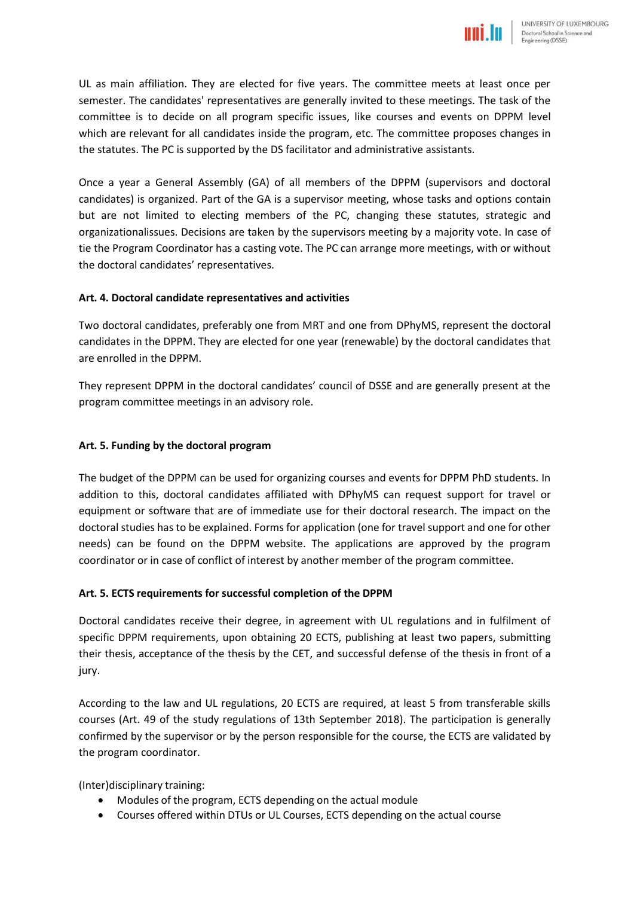UL as main affiliation. They are elected for five years. The committee meets at least once per semester. The candidates' representatives are generally invited to these meetings. The task of the committee is to decide on all program specific issues, like courses and events on DPPM level which are relevant for all candidates inside the program, etc. The committee proposes changes in the statutes. The PC is supported by the DS facilitator and administrative assistants.

Once a year a General Assembly (GA) of all members of the DPPM (supervisors and doctoral candidates) is organized. Part of the GA is a supervisor meeting, whose tasks and options contain but are not limited to electing members of the PC, changing these statutes, strategic and organizationalissues. Decisions are taken by the supervisors meeting by a majority vote. In case of tie the Program Coordinator has a casting vote. The PC can arrange more meetings, with or without the doctoral candidates' representatives.

**Art. 4. Doctoral candidate representatives and activities**

Two doctoral candidates, preferably one from MRT and one from DPhyMS, represent the doctoral candidates in the DPPM. They are elected for one year (renewable) by the doctoral candidates that are enrolled in the DPPM.

They represent DPPM in the doctoral candidates' council of DSSE and are generally present at the program committee meetings in an advisory role.

**Art. 5. Funding by the doctoral program**

The budget of the DPPM can be used for organizing courses and events for DPPM PhD students. In addition to this, doctoral candidates affiliated with DPhyMS can request support for travel or equipment or software that are of immediate use for their doctoral research. The impact on the doctoral studies has to be explained. Forms for application (one for travel support and one for other needs) can be found on the DPPM website. The applications are approved by the program coordinator or in case of conflict of interest by another member of the program committee.

**Art. 5. ECTS requirements for successful completion of the DPPM**

Doctoral candidates receive their degree, in agreement with UL regulations and in fulfilment of specific DPPM requirements, upon obtaining 20 ECTS, publishing at least two papers, submitting their thesis, acceptance of the thesis by the CET, and successful defense of the thesis in front of a jury.

According to the law and UL regulations, 20 ECTS are required, at least 5 from transferable skills courses (Art. 49 of the study regulations of 13th September 2018). The participation is generally confirmed by the supervisor or by the person responsible for the course, the ECTS are validated by the program coordinator.

(Inter)disciplinary training:

- Modules of the program, ECTS depending on the actual module
- Courses offered within DTUs or UL Courses, ECTS depending on the actual course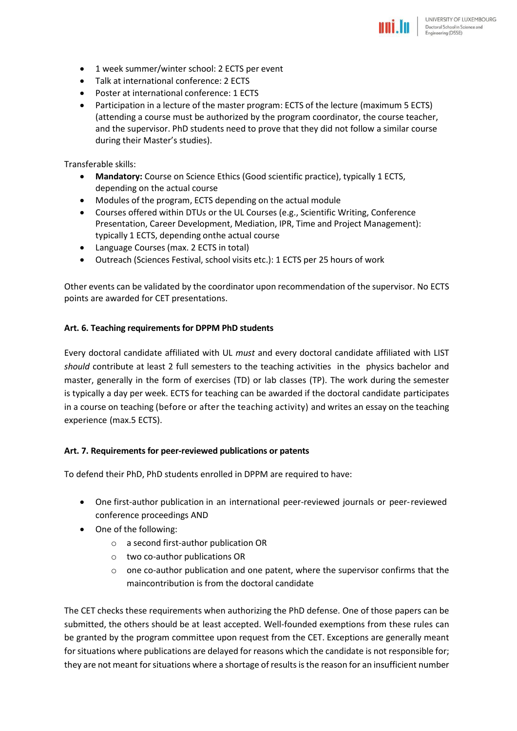- 1 week summer/winter school: 2 ECTS per event
- Talk at international conference: 2 ECTS
- Poster at international conference: 1 ECTS
- Participation in a lecture of the master program: ECTS of the lecture (maximum 5 ECTS) (attending a course must be authorized by the program coordinator, the course teacher, and the supervisor. PhD students need to prove that they did not follow a similar course during their Master's studies).

Transferable skills:

- **Mandatory:** Course on Science Ethics (Good scientific practice), typically 1 ECTS, depending on the actual course
- Modules of the program, ECTS depending on the actual module
- Courses offered within DTUs or the UL Courses (e.g., Scientific Writing, Conference Presentation, Career Development, Mediation, IPR, Time and Project Management): typically 1 ECTS, depending onthe actual course
- Language Courses (max. 2 ECTS in total)
- Outreach (Sciences Festival, school visits etc.): 1 ECTS per 25 hours of work

Other events can be validated by the coordinator upon recommendation of the supervisor. No ECTS points are awarded for CET presentations.

**Art. 6. Teaching requirements for DPPM PhD students**

Every doctoral candidate affiliated with UL *must* and every doctoral candidate affiliated with LIST *should* contribute at least 2 full semesters to the teaching activities in the physics bachelor and master, generally in the form of exercises (TD) or lab classes (TP). The work during the semester is typically a day per week. ECTS for teaching can be awarded if the doctoral candidate participates in a course on teaching (before or after the teaching activity) and writes an essay on the teaching experience (max.5 ECTS).

**Art. 7. Requirements for peer-reviewed publications or patents**

To defend their PhD, PhD students enrolled in DPPM are required to have:

- One first-author publication in an international peer-reviewed journals or peer-reviewed conference proceedings AND
- One of the following:
  - a second first-author publication OR
  - two co-author publications OR
  - one co-author publication and one patent, where the supervisor confirms that the maincontribution is from the doctoral candidate

The CET checks these requirements when authorizing the PhD defense. One of those papers can be submitted, the others should be at least accepted. Well-founded exemptions from these rules can be granted by the program committee upon request from the CET. Exceptions are generally meant for situations where publications are delayed for reasons which the candidate is not responsible for; they are not meant for situations where a shortage of results is the reason for an insufficient number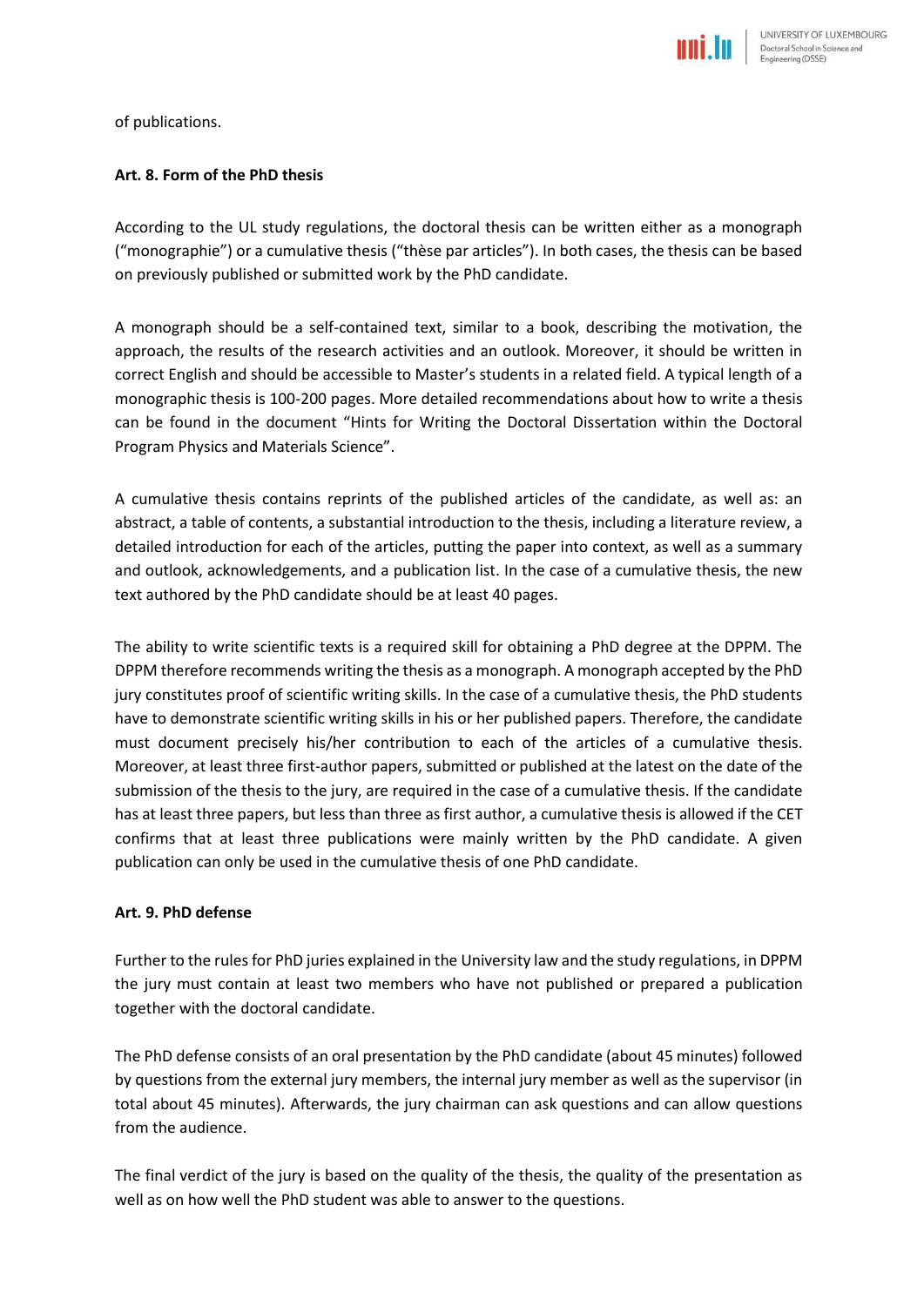of publications.

**Art. 8. Form of the PhD thesis**

According to the UL study regulations, the doctoral thesis can be written either as a monograph ("monographie") or a cumulative thesis ("thèse par articles"). In both cases, the thesis can be based on previously published or submitted work by the PhD candidate.

A monograph should be a self-contained text, similar to a book, describing the motivation, the approach, the results of the research activities and an outlook. Moreover, it should be written in correct English and should be accessible to Master's students in a related field. A typical length of a monographic thesis is 100-200 pages. More detailed recommendations about how to write a thesis can be found in the document "Hints for Writing the Doctoral Dissertation within the Doctoral Program Physics and Materials Science".

A cumulative thesis contains reprints of the published articles of the candidate, as well as: an abstract, a table of contents, a substantial introduction to the thesis, including a literature review, a detailed introduction for each of the articles, putting the paper into context, as well as a summary and outlook, acknowledgements, and a publication list. In the case of a cumulative thesis, the new text authored by the PhD candidate should be at least 40 pages.

The ability to write scientific texts is a required skill for obtaining a PhD degree at the DPPM. The DPPM therefore recommends writing the thesis as a monograph. A monograph accepted by the PhD jury constitutes proof of scientific writing skills. In the case of a cumulative thesis, the PhD students have to demonstrate scientific writing skills in his or her published papers. Therefore, the candidate must document precisely his/her contribution to each of the articles of a cumulative thesis. Moreover, at least three first-author papers, submitted or published at the latest on the date of the submission of the thesis to the jury, are required in the case of a cumulative thesis. If the candidate has at least three papers, but less than three as first author, a cumulative thesis is allowed if the CET confirms that at least three publications were mainly written by the PhD candidate. A given publication can only be used in the cumulative thesis of one PhD candidate.

**Art. 9. PhD defense**

Further to the rules for PhD juries explained in the University law and the study regulations, in DPPM the jury must contain at least two members who have not published or prepared a publication together with the doctoral candidate.

The PhD defense consists of an oral presentation by the PhD candidate (about 45 minutes) followed by questions from the external jury members, the internal jury member as well as the supervisor (in total about 45 minutes). Afterwards, the jury chairman can ask questions and can allow questions from the audience.

The final verdict of the jury is based on the quality of the thesis, the quality of the presentation as well as on how well the PhD student was able to answer to the questions.